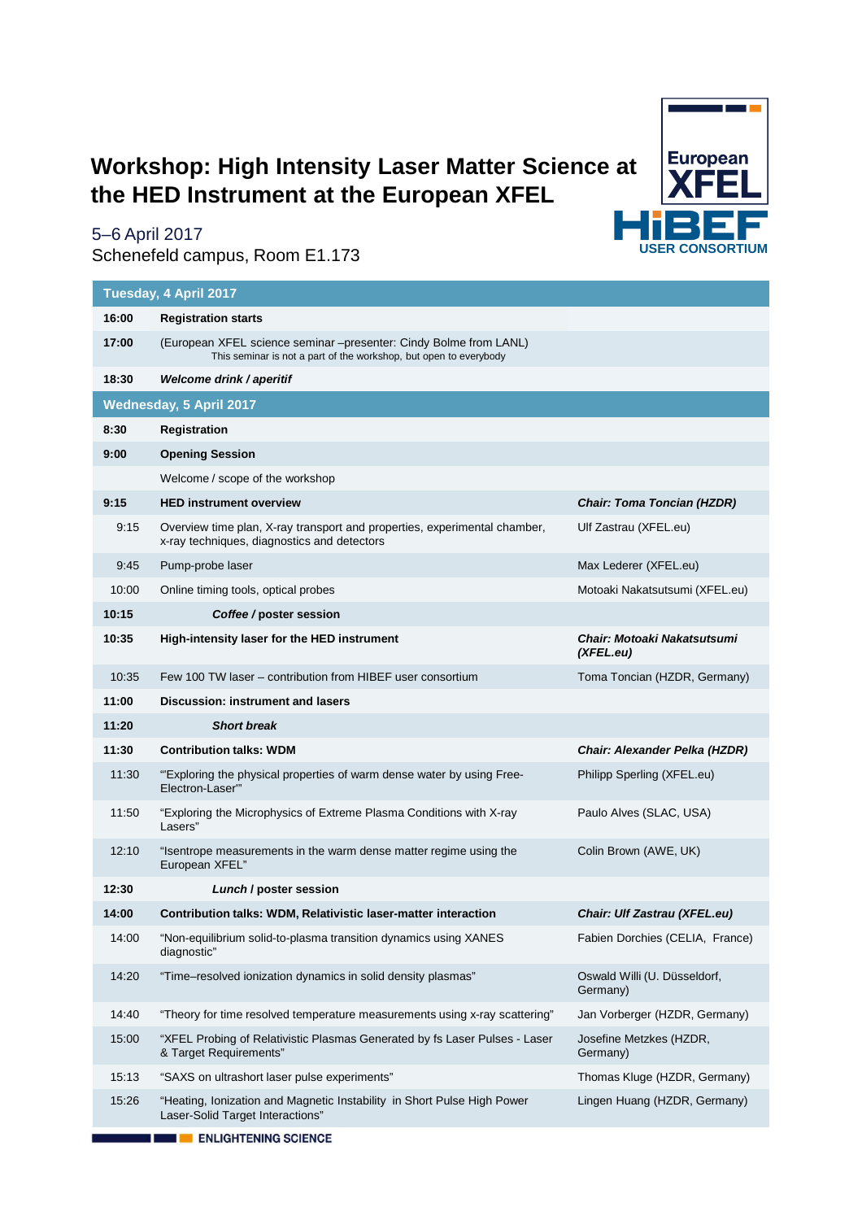# Workshop: High Intensity Laser Matter Science at the HED Instrument at the European XFEL

5–6 April 2017
Schenefeld campus, Room E1.173

| | | |
|---|---|---|
| **Tuesday, 4 April 2017** | | |
| **16:00** | **Registration starts** | |
| **17:00** | (European XFEL science seminar –presenter: Cindy Bolme from LANL) This seminar is not a part of the workshop, but open to everybody | |
| **18:30** | ***Welcome drink / aperitif*** | |
| **Wednesday, 5 April 2017** | | |
| **8:30** | **Registration** | |
| **9:00** | **Opening Session** | |
| | Welcome / scope of the workshop | |
| **9:15** | **HED instrument overview** | ***Chair: Toma Toncian (HZDR)*** |
| 9:15 | Overview time plan, X-ray transport and properties, experimental chamber, x-ray techniques, diagnostics and detectors | Ulf Zastrau (XFEL.eu) |
| 9:45 | Pump-probe laser | Max Lederer (XFEL.eu) |
| 10:00 | Online timing tools, optical probes | Motoaki Nakatsutsumi (XFEL.eu) |
| **10:15** | ***Coffee / poster session*** | |
| **10:35** | **High-intensity laser for the HED instrument** | ***Chair: Motoaki Nakatsutsumi (XFEL.eu)*** |
| 10:35 | Few 100 TW laser – contribution from HIBEF user consortium | Toma Toncian (HZDR, Germany) |
| **11:00** | **Discussion: instrument and lasers** | |
| **11:20** | ***Short break*** | |
| **11:30** | **Contribution talks: WDM** | ***Chair: Alexander Pelka (HZDR)*** |
| 11:30 | "'Exploring the physical properties of warm dense water by using Free-Electron-Laser'" | Philipp Sperling (XFEL.eu) |
| 11:50 | "Exploring the Microphysics of Extreme Plasma Conditions with X-ray Lasers" | Paulo Alves (SLAC, USA) |
| 12:10 | "Isentrope measurements in the warm dense matter regime using the European XFEL" | Colin Brown (AWE, UK) |
| **12:30** | ***Lunch / poster session*** | |
| **14:00** | **Contribution talks: WDM, Relativistic laser-matter interaction** | ***Chair: Ulf Zastrau (XFEL.eu)*** |
| 14:00 | "Non-equilibrium solid-to-plasma transition dynamics using XANES diagnostic" | Fabien Dorchies (CELIA, France) |
| 14:20 | "Time–resolved ionization dynamics in solid density plasmas" | Oswald Willi (U. Düsseldorf, Germany) |
| 14:40 | "Theory for time resolved temperature measurements using x-ray scattering" | Jan Vorberger (HZDR, Germany) |
| 15:00 | "XFEL Probing of Relativistic Plasmas Generated by fs Laser Pulses - Laser & Target Requirements" | Josefine Metzkes (HZDR, Germany) |
| 15:13 | "SAXS on ultrashort laser pulse experiments" | Thomas Kluge (HZDR, Germany) |
| 15:26 | "Heating, Ionization and Magnetic Instability in Short Pulse High Power Laser-Solid Target Interactions" | Lingen Huang (HZDR, Germany) |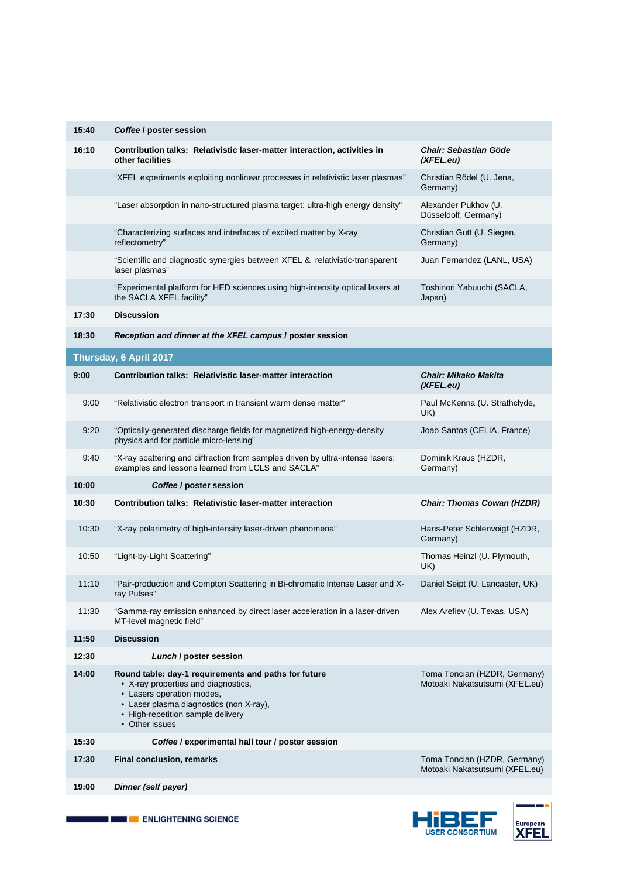| | | |
|---|---|---|
| **15:40** | ***Coffee* / poster session** | |
| **16:10** | **Contribution talks: Relativistic laser-matter interaction, activities in other facilities** | ***Chair: Sebastian Göde (XFEL.eu)*** |
| | "XFEL experiments exploiting nonlinear processes in relativistic laser plasmas" | Christian Rödel (U. Jena, Germany) |
| | "Laser absorption in nano-structured plasma target: ultra-high energy density" | Alexander Pukhov (U. Düsseldolf, Germany) |
| | "Characterizing surfaces and interfaces of excited matter by X-ray reflectometry" | Christian Gutt (U. Siegen, Germany) |
| | "Scientific and diagnostic synergies between XFEL & relativistic-transparent laser plasmas" | Juan Fernandez (LANL, USA) |
| | "Experimental platform for HED sciences using high-intensity optical lasers at the SACLA XFEL facility" | Toshinori Yabuuchi (SACLA, Japan) |
| **17:30** | **Discussion** | |
| **18:30** | ***Reception and dinner at the XFEL campus* / poster session** | |

## Thursday, 6 April 2017

| | | |
|---|---|---|
| **9:00** | **Contribution talks: Relativistic laser-matter interaction** | ***Chair: Mikako Makita (XFEL.eu)*** |
| 9:00 | "Relativistic electron transport in transient warm dense matter" | Paul McKenna (U. Strathclyde, UK) |
| 9:20 | "Optically-generated discharge fields for magnetized high-energy-density physics and for particle micro-lensing" | Joao Santos (CELIA, France) |
| 9:40 | "X-ray scattering and diffraction from samples driven by ultra-intense lasers: examples and lessons learned from LCLS and SACLA" | Dominik Kraus (HZDR, Germany) |
| **10:00** | ***Coffee* / poster session** | |
| **10:30** | **Contribution talks: Relativistic laser-matter interaction** | ***Chair: Thomas Cowan (HZDR)*** |
| 10:30 | "X-ray polarimetry of high-intensity laser-driven phenomena" | Hans-Peter Schlenvoigt (HZDR, Germany) |
| 10:50 | "Light-by-Light Scattering" | Thomas Heinzl (U. Plymouth, UK) |
| 11:10 | "Pair-production and Compton Scattering in Bi-chromatic Intense Laser and X-ray Pulses" | Daniel Seipt (U. Lancaster, UK) |
| 11:30 | "Gamma-ray emission enhanced by direct laser acceleration in a laser-driven MT-level magnetic field" | Alex Arefiev (U. Texas, USA) |
| **11:50** | **Discussion** | |
| **12:30** | ***Lunch* / poster session** | |
| **14:00** | **Round table: day-1 requirements and paths for future**<br>• X-ray properties and diagnostics,<br>• Lasers operation modes,<br>• Laser plasma diagnostics (non X-ray),<br>• High-repetition sample delivery<br>• Other issues | Toma Toncian (HZDR, Germany)<br>Motoaki Nakatsutsumi (XFEL.eu) |
| **15:30** | ***Coffee* / experimental hall tour / poster session** | |
| **17:30** | **Final conclusion, remarks** | Toma Toncian (HZDR, Germany)<br>Motoaki Nakatsutsumi (XFEL.eu) |
| **19:00** | ***Dinner (self payer)*** | |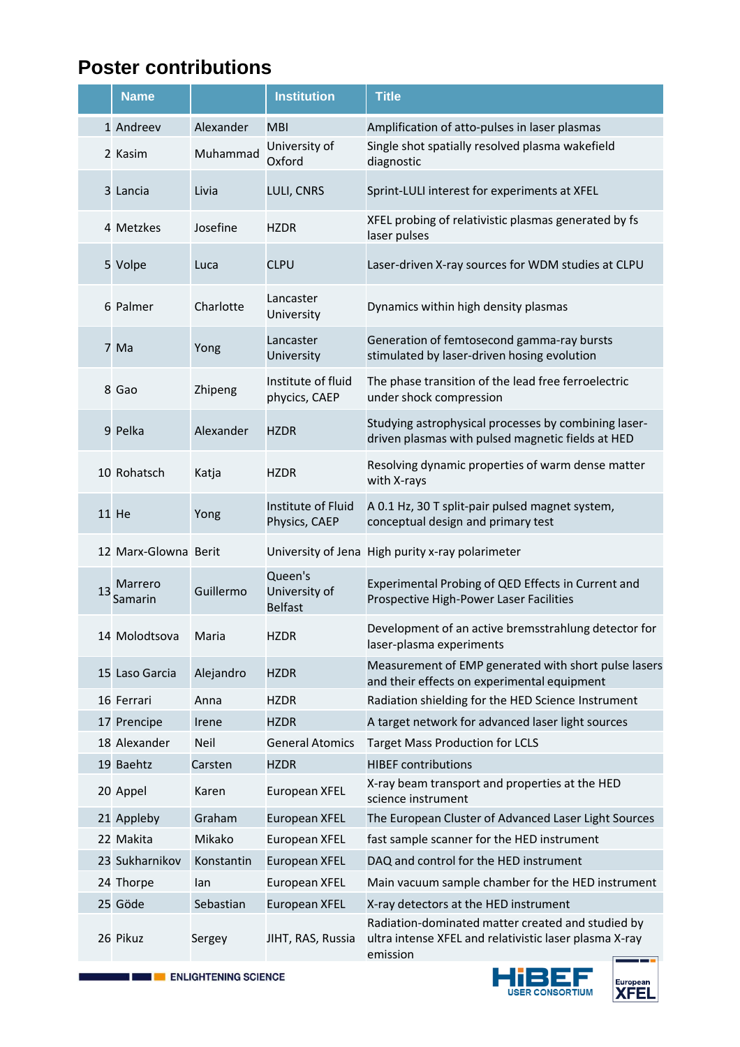## Poster contributions

| | Name | | Institution | Title |
|---|---|---|---|---|
| 1 | Andreev | Alexander | MBI | Amplification of atto-pulses in laser plasmas |
| 2 | Kasim | Muhammad | University of Oxford | Single shot spatially resolved plasma wakefield diagnostic |
| 3 | Lancia | Livia | LULI, CNRS | Sprint-LULI interest for experiments at XFEL |
| 4 | Metzkes | Josefine | HZDR | XFEL probing of relativistic plasmas generated by fs laser pulses |
| 5 | Volpe | Luca | CLPU | Laser-driven X-ray sources for WDM studies at CLPU |
| 6 | Palmer | Charlotte | Lancaster University | Dynamics within high density plasmas |
| 7 | Ma | Yong | Lancaster University | Generation of femtosecond gamma-ray bursts stimulated by laser-driven hosing evolution |
| 8 | Gao | Zhipeng | Institute of fluid phycics, CAEP | The phase transition of the lead free ferroelectric under shock compression |
| 9 | Pelka | Alexander | HZDR | Studying astrophysical processes by combining laser-driven plasmas with pulsed magnetic fields at HED |
| 10 | Rohatsch | Katja | HZDR | Resolving dynamic properties of warm dense matter with X-rays |
| 11 | He | Yong | Institute of Fluid Physics, CAEP | A 0.1 Hz, 30 T split-pair pulsed magnet system, conceptual design and primary test |
| 12 | Marx-Glowna | Berit | University of Jena | High purity x-ray polarimeter |
| 13 | Marrero Samarin | Guillermo | Queen's University of Belfast | Experimental Probing of QED Effects in Current and Prospective High-Power Laser Facilities |
| 14 | Molodtsova | Maria | HZDR | Development of an active bremsstrahlung detector for laser-plasma experiments |
| 15 | Laso Garcia | Alejandro | HZDR | Measurement of EMP generated with short pulse lasers and their effects on experimental equipment |
| 16 | Ferrari | Anna | HZDR | Radiation shielding for the HED Science Instrument |
| 17 | Prencipe | Irene | HZDR | A target network for advanced laser light sources |
| 18 | Alexander | Neil | General Atomics | Target Mass Production for LCLS |
| 19 | Baehtz | Carsten | HZDR | HIBEF contributions |
| 20 | Appel | Karen | European XFEL | X-ray beam transport and properties at the HED science instrument |
| 21 | Appleby | Graham | European XFEL | The European Cluster of Advanced Laser Light Sources |
| 22 | Makita | Mikako | European XFEL | fast sample scanner for the HED instrument |
| 23 | Sukharnikov | Konstantin | European XFEL | DAQ and control for the HED instrument |
| 24 | Thorpe | Ian | European XFEL | Main vacuum sample chamber for the HED instrument |
| 25 | Göde | Sebastian | European XFEL | X-ray detectors at the HED instrument |
| 26 | Pikuz | Sergey | JIHT, RAS, Russia | Radiation-dominated matter created and studied by ultra intense XFEL and relativistic laser plasma X-ray emission |